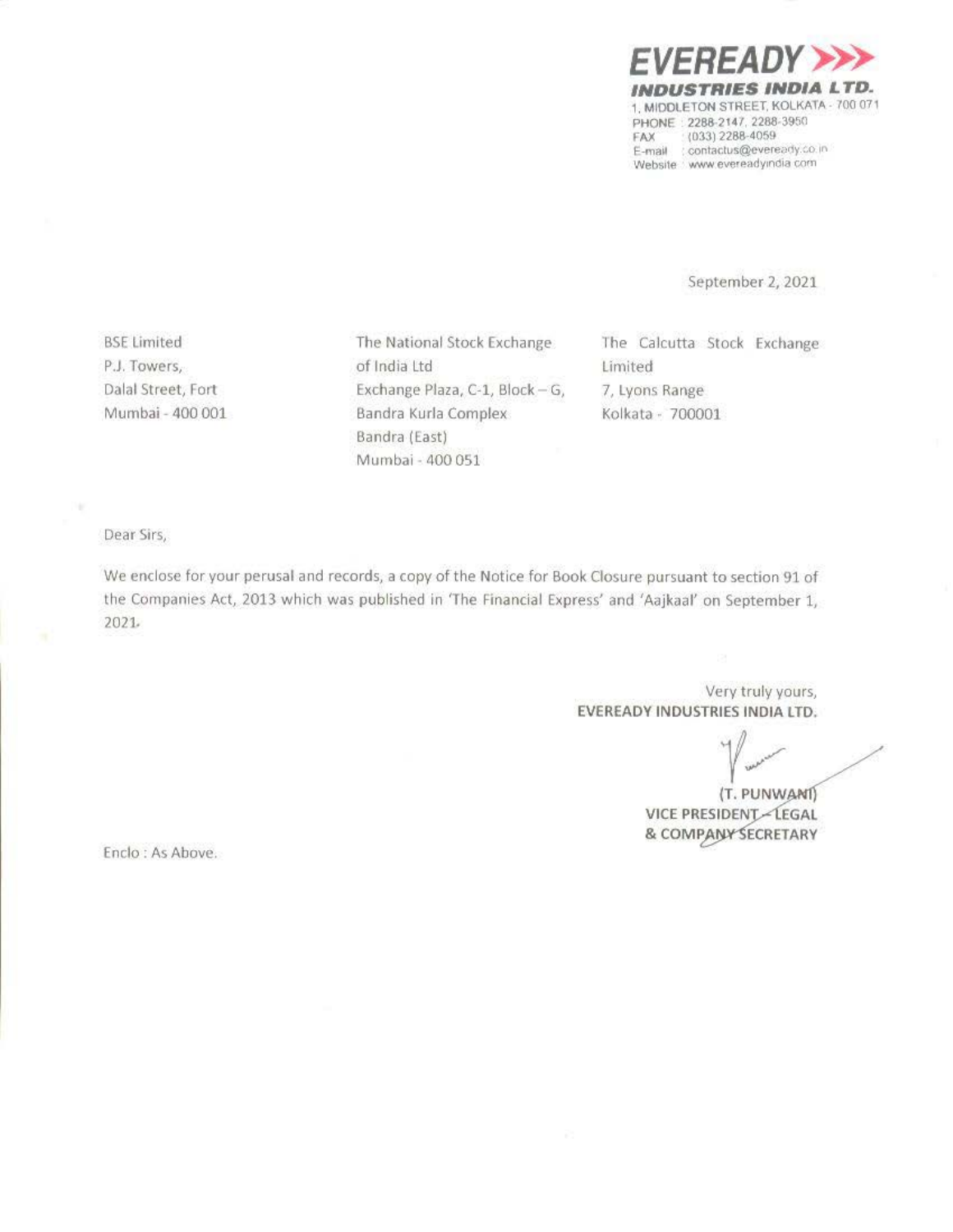**EVEREADY INDUSTRIES INDIA LTD.**
1, MIDDLETON STREET, KOLKATA - 700 071
PHONE : 2288-2147, 2288-3950
FAX : (033) 2288-4059
E-mail : contactus@eveready.co.in
Website : www.evereadyindia.com

September 2, 2021

BSE Limited
P.J. Towers,
Dalal Street, Fort
Mumbai - 400 001

The National Stock Exchange of India Ltd
Exchange Plaza, C-1, Block – G,
Bandra Kurla Complex
Bandra (East)
Mumbai - 400 051

The Calcutta Stock Exchange Limited
7, Lyons Range
Kolkata - 700001

Dear Sirs,

We enclose for your perusal and records, a copy of the Notice for Book Closure pursuant to section 91 of the Companies Act, 2013 which was published in 'The Financial Express' and 'Aajkaal' on September 1, 2021.

Very truly yours,
**EVEREADY INDUSTRIES INDIA LTD.**

**(T. PUNWANI)**
**VICE PRESIDENT – LEGAL & COMPANY SECRETARY**

Enclo : As Above.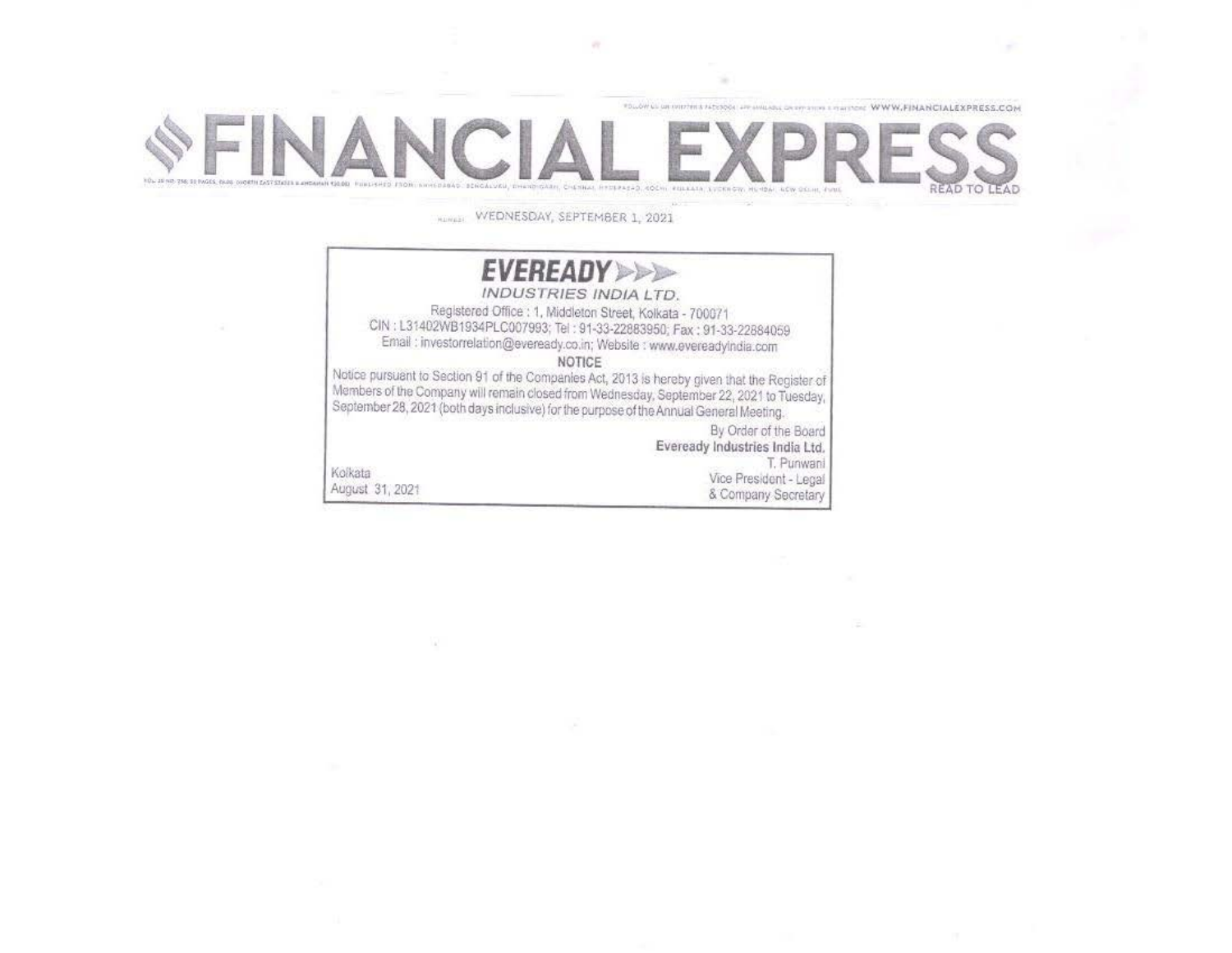# FINANCIAL EXPRESS

WEDNESDAY, SEPTEMBER 1, 2021

## EVEREADY

INDUSTRIES INDIA LTD.

Registered Office : 1, Middleton Street, Kolkata - 700071

CIN : L31402WB1934PLC007993; Tel : 91-33-22883950; Fax : 91-33-22884059

Email : investorrelation@eveready.co.in; Website : www.evereadyindia.com

**NOTICE**

Notice pursuant to Section 91 of the Companies Act, 2013 is hereby given that the Register of Members of the Company will remain closed from Wednesday, September 22, 2021 to Tuesday, September 28, 2021 (both days inclusive) for the purpose of the Annual General Meeting.

By Order of the Board

**Eveready Industries India Ltd.**

T. Punwani

Vice President - Legal & Company Secretary

Kolkata

August 31, 2021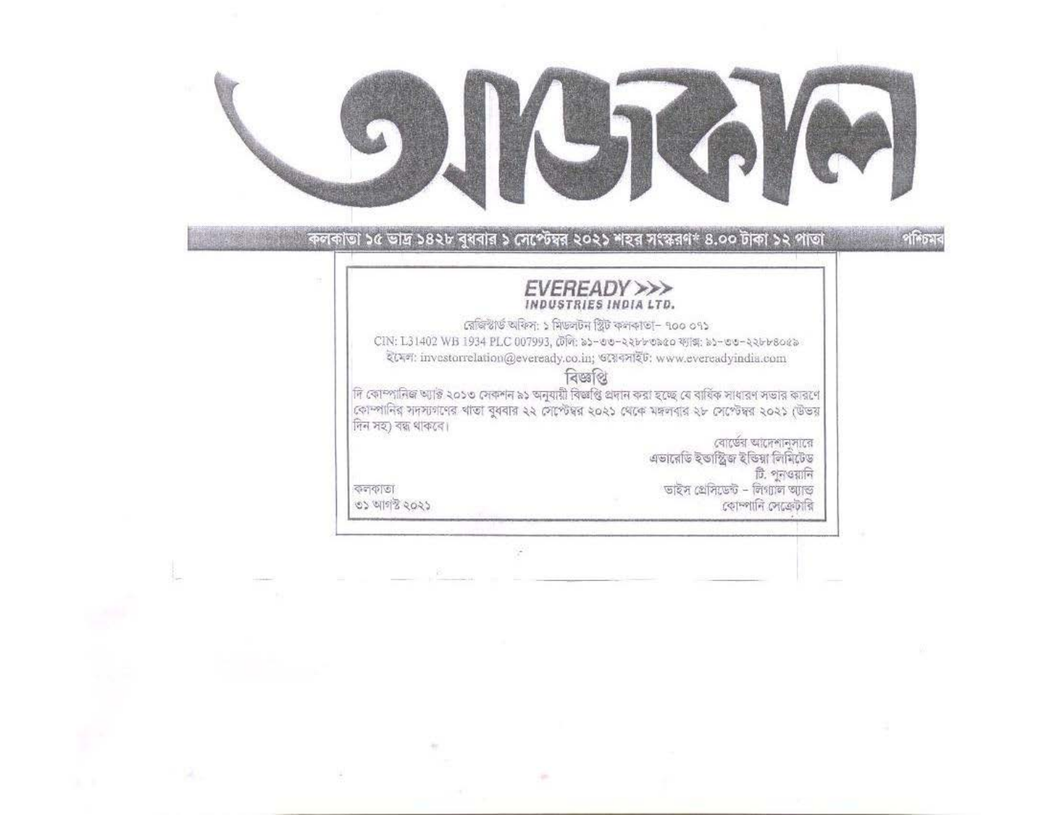# আজকাল

কলকাতা ১৫ ভাদ্র ১৪২৮ বুধবার ১ সেপ্টেম্বর ২০২১ শহর সংস্করণ* ৪.০০ টাকা ১২ পাতা

**EVEREADY >>>**
**INDUSTRIES INDIA LTD.**

রেজিস্টার্ড অফিস: ১ মিডলটন স্ট্রিট কলকাতা– ৭০০ ০৭১

CIN: L31402 WB 1934 PLC 007993, টেলি: ৯১–৩৩–২২৮৮৩৯৫০ ফ্যাক্স: ৯১–৩৩–২২৮৮৪০৫৯

ইমেল: investorrelation@eveready.co.in; ওয়েবসাইট: www.evereadyindia.com

## বিজ্ঞপ্তি

দি কোম্পানিজ অ্যাক্ট ২০১৩ সেকশন ৯১ অনুযায়ী বিজ্ঞপ্তি প্রদান করা হচ্ছে যে বার্ষিক সাধারণ সভার কারণে কোম্পানির সদস্যগণের খাতা বুধবার ২২ সেপ্টেম্বর ২০২১ থেকে মঙ্গলবার ২৮ সেপ্টেম্বর ২০২১ (উভয় দিন সহ) বন্ধ থাকবে।

বোর্ডের আদেশানুসারে
এভারেডি ইন্ডাস্ট্রিজ ইন্ডিয়া লিমিটেড
টি. পুনওয়ানি
ভাইস প্রেসিডেন্ট – লিগ্যাল অ্যান্ড
কোম্পানি সেক্রেটারি

কলকাতা
৩১ আগস্ট ২০২১